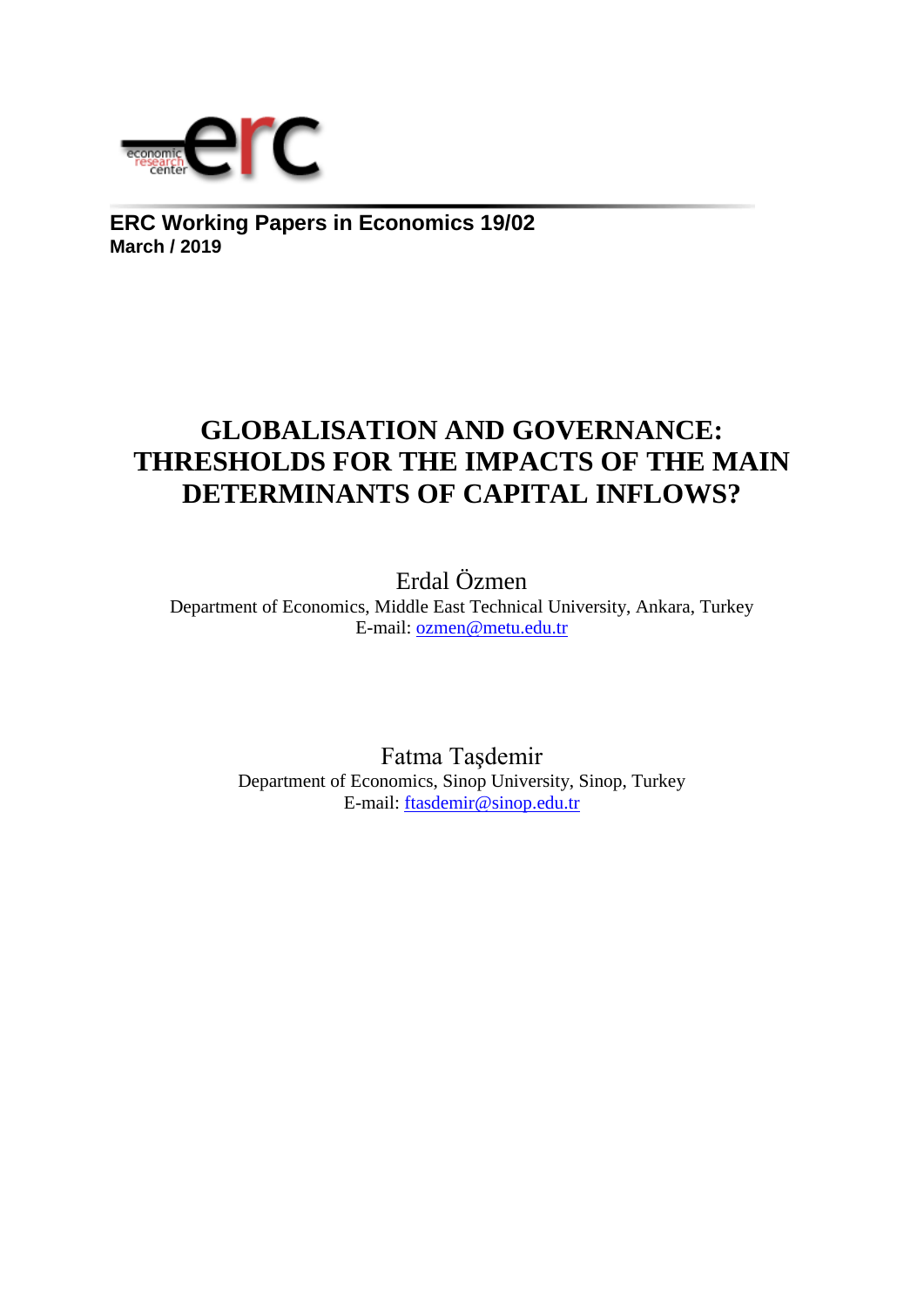**ERC Working Papers in Economics 19/02**
**March / 2019**

# GLOBALISATION AND GOVERNANCE: THRESHOLDS FOR THE IMPACTS OF THE MAIN DETERMINANTS OF CAPITAL INFLOWS?

Erdal Özmen
Department of Economics, Middle East Technical University, Ankara, Turkey
E-mail: ozmen@metu.edu.tr

Fatma Taşdemir
Department of Economics, Sinop University, Sinop, Turkey
E-mail: ftasdemir@sinop.edu.tr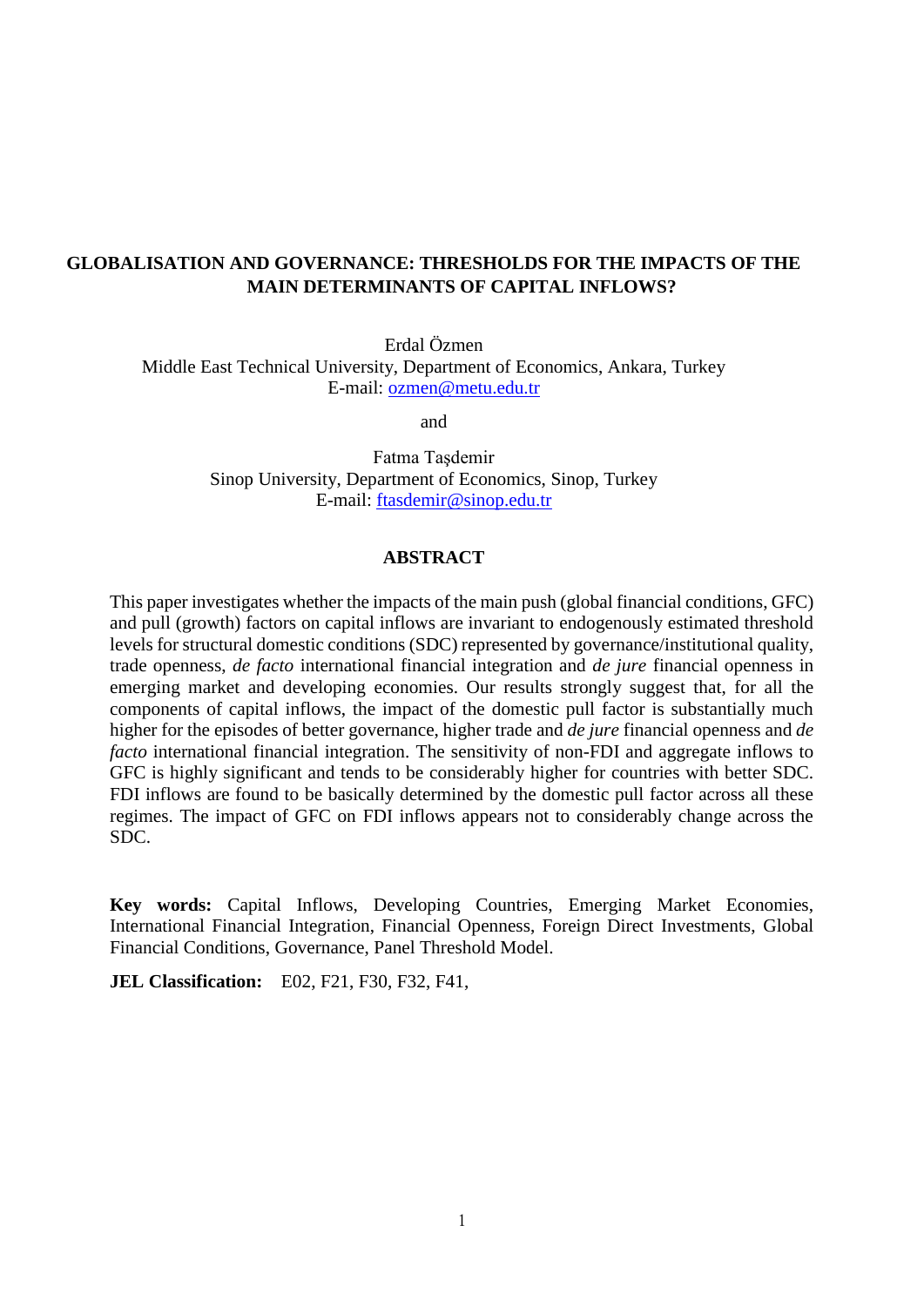# GLOBALISATION AND GOVERNANCE: THRESHOLDS FOR THE IMPACTS OF THE MAIN DETERMINANTS OF CAPITAL INFLOWS?

Erdal Özmen
Middle East Technical University, Department of Economics, Ankara, Turkey
E-mail: ozmen@metu.edu.tr

and

Fatma Taşdemir
Sinop University, Department of Economics, Sinop, Turkey
E-mail: ftasdemir@sinop.edu.tr

## ABSTRACT

This paper investigates whether the impacts of the main push (global financial conditions, GFC) and pull (growth) factors on capital inflows are invariant to endogenously estimated threshold levels for structural domestic conditions (SDC) represented by governance/institutional quality, trade openness, *de facto* international financial integration and *de jure* financial openness in emerging market and developing economies. Our results strongly suggest that, for all the components of capital inflows, the impact of the domestic pull factor is substantially much higher for the episodes of better governance, higher trade and *de jure* financial openness and *de facto* international financial integration. The sensitivity of non-FDI and aggregate inflows to GFC is highly significant and tends to be considerably higher for countries with better SDC. FDI inflows are found to be basically determined by the domestic pull factor across all these regimes. The impact of GFC on FDI inflows appears not to considerably change across the SDC.

**Key words:** Capital Inflows, Developing Countries, Emerging Market Economies, International Financial Integration, Financial Openness, Foreign Direct Investments, Global Financial Conditions, Governance, Panel Threshold Model.

**JEL Classification:** E02, F21, F30, F32, F41,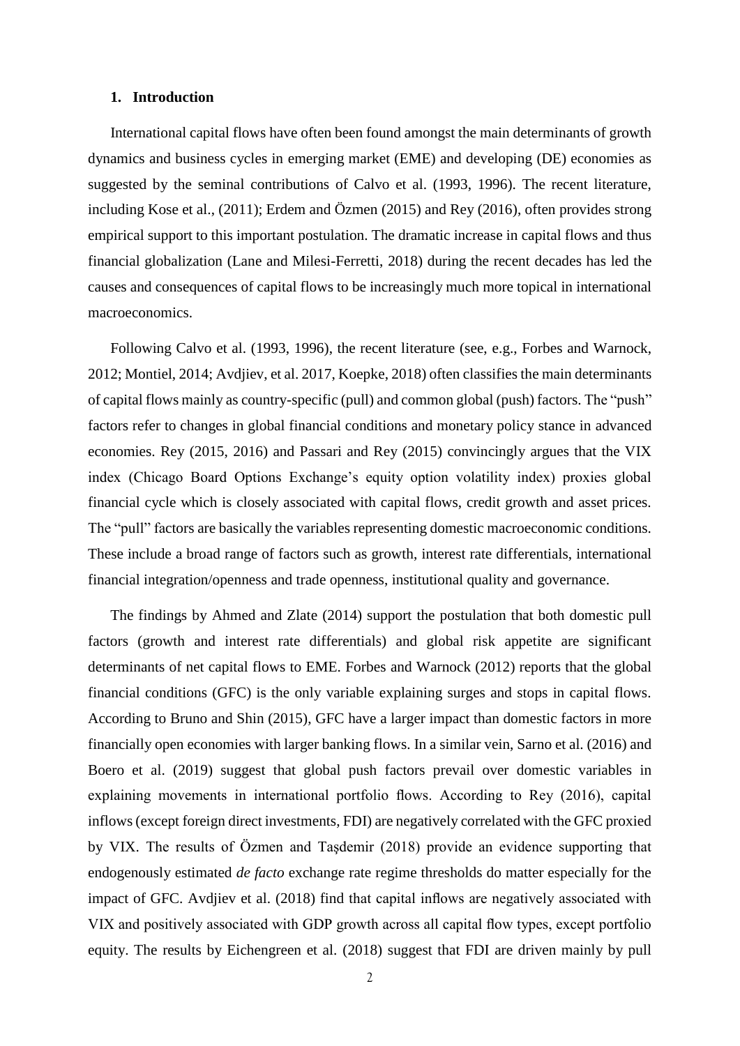## 1. Introduction

International capital flows have often been found amongst the main determinants of growth dynamics and business cycles in emerging market (EME) and developing (DE) economies as suggested by the seminal contributions of Calvo et al. (1993, 1996). The recent literature, including Kose et al., (2011); Erdem and Özmen (2015) and Rey (2016), often provides strong empirical support to this important postulation. The dramatic increase in capital flows and thus financial globalization (Lane and Milesi-Ferretti, 2018) during the recent decades has led the causes and consequences of capital flows to be increasingly much more topical in international macroeconomics.

Following Calvo et al. (1993, 1996), the recent literature (see, e.g., Forbes and Warnock, 2012; Montiel, 2014; Avdjiev, et al. 2017, Koepke, 2018) often classifies the main determinants of capital flows mainly as country-specific (pull) and common global (push) factors. The "push" factors refer to changes in global financial conditions and monetary policy stance in advanced economies. Rey (2015, 2016) and Passari and Rey (2015) convincingly argues that the VIX index (Chicago Board Options Exchange's equity option volatility index) proxies global financial cycle which is closely associated with capital flows, credit growth and asset prices. The "pull" factors are basically the variables representing domestic macroeconomic conditions. These include a broad range of factors such as growth, interest rate differentials, international financial integration/openness and trade openness, institutional quality and governance.

The findings by Ahmed and Zlate (2014) support the postulation that both domestic pull factors (growth and interest rate differentials) and global risk appetite are significant determinants of net capital flows to EME. Forbes and Warnock (2012) reports that the global financial conditions (GFC) is the only variable explaining surges and stops in capital flows. According to Bruno and Shin (2015), GFC have a larger impact than domestic factors in more financially open economies with larger banking flows. In a similar vein, Sarno et al. (2016) and Boero et al. (2019) suggest that global push factors prevail over domestic variables in explaining movements in international portfolio flows. According to Rey (2016), capital inflows (except foreign direct investments, FDI) are negatively correlated with the GFC proxied by VIX. The results of Özmen and Taşdemir (2018) provide an evidence supporting that endogenously estimated *de facto* exchange rate regime thresholds do matter especially for the impact of GFC. Avdjiev et al. (2018) find that capital inflows are negatively associated with VIX and positively associated with GDP growth across all capital flow types, except portfolio equity. The results by Eichengreen et al. (2018) suggest that FDI are driven mainly by pull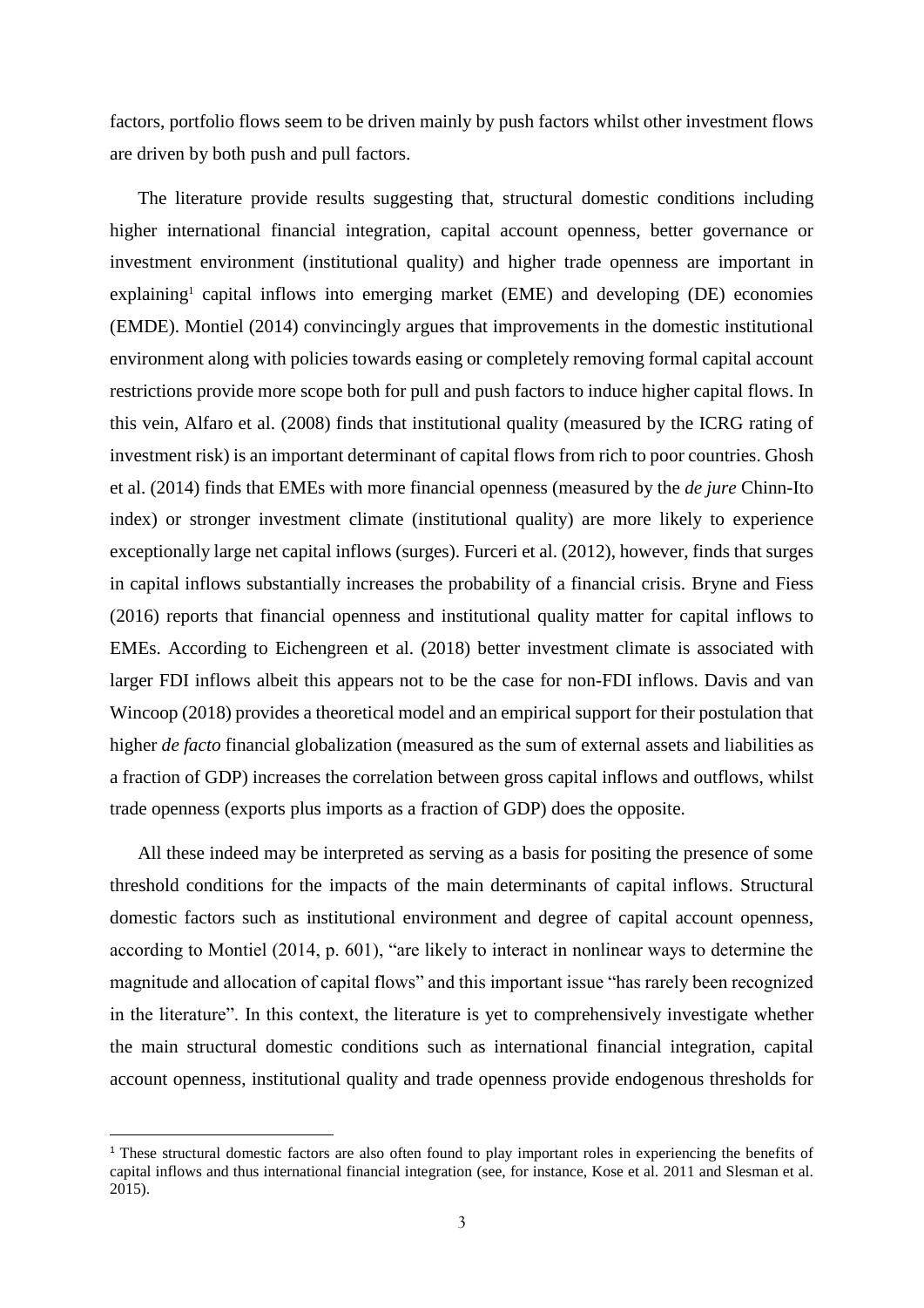factors, portfolio flows seem to be driven mainly by push factors whilst other investment flows are driven by both push and pull factors.

The literature provide results suggesting that, structural domestic conditions including higher international financial integration, capital account openness, better governance or investment environment (institutional quality) and higher trade openness are important in explaining[1] capital inflows into emerging market (EME) and developing (DE) economies (EMDE). Montiel (2014) convincingly argues that improvements in the domestic institutional environment along with policies towards easing or completely removing formal capital account restrictions provide more scope both for pull and push factors to induce higher capital flows. In this vein, Alfaro et al. (2008) finds that institutional quality (measured by the ICRG rating of investment risk) is an important determinant of capital flows from rich to poor countries. Ghosh et al. (2014) finds that EMEs with more financial openness (measured by the *de jure* Chinn-Ito index) or stronger investment climate (institutional quality) are more likely to experience exceptionally large net capital inflows (surges). Furceri et al. (2012), however, finds that surges in capital inflows substantially increases the probability of a financial crisis. Bryne and Fiess (2016) reports that financial openness and institutional quality matter for capital inflows to EMEs. According to Eichengreen et al. (2018) better investment climate is associated with larger FDI inflows albeit this appears not to be the case for non-FDI inflows. Davis and van Wincoop (2018) provides a theoretical model and an empirical support for their postulation that higher *de facto* financial globalization (measured as the sum of external assets and liabilities as a fraction of GDP) increases the correlation between gross capital inflows and outflows, whilst trade openness (exports plus imports as a fraction of GDP) does the opposite.

All these indeed may be interpreted as serving as a basis for positing the presence of some threshold conditions for the impacts of the main determinants of capital inflows. Structural domestic factors such as institutional environment and degree of capital account openness, according to Montiel (2014, p. 601), "are likely to interact in nonlinear ways to determine the magnitude and allocation of capital flows" and this important issue "has rarely been recognized in the literature". In this context, the literature is yet to comprehensively investigate whether the main structural domestic conditions such as international financial integration, capital account openness, institutional quality and trade openness provide endogenous thresholds for

[1] These structural domestic factors are also often found to play important roles in experiencing the benefits of capital inflows and thus international financial integration (see, for instance, Kose et al. 2011 and Slesman et al. 2015).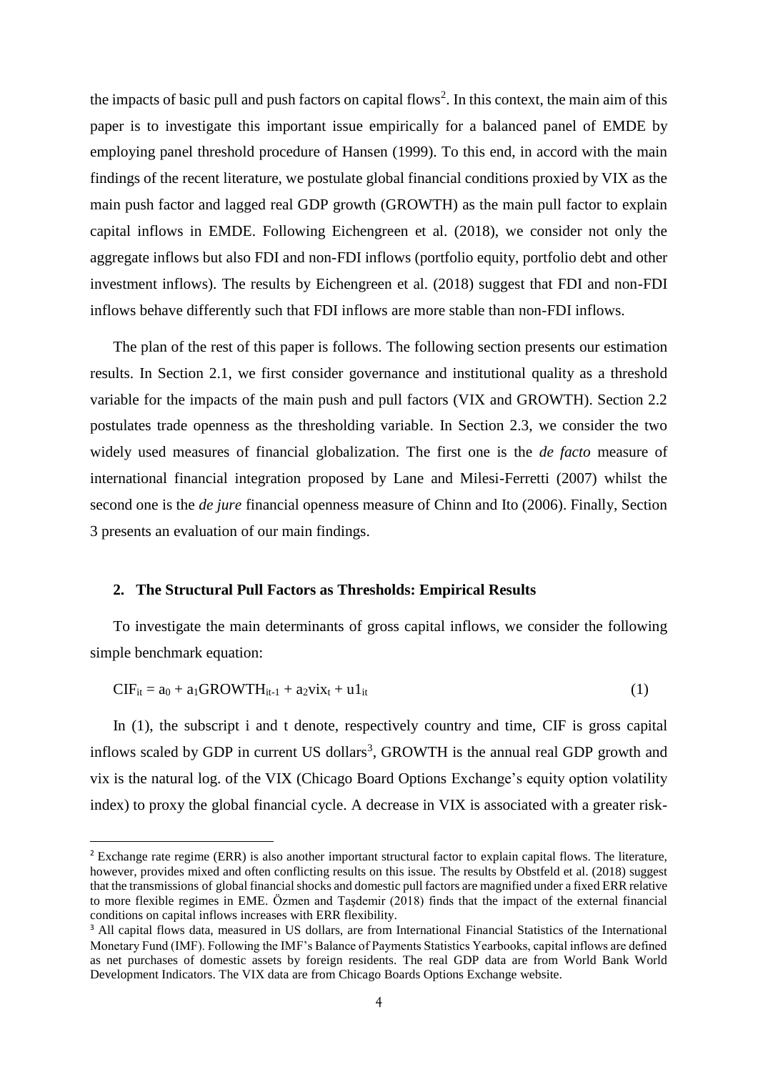the impacts of basic pull and push factors on capital flows[2]. In this context, the main aim of this paper is to investigate this important issue empirically for a balanced panel of EMDE by employing panel threshold procedure of Hansen (1999). To this end, in accord with the main findings of the recent literature, we postulate global financial conditions proxied by VIX as the main push factor and lagged real GDP growth (GROWTH) as the main pull factor to explain capital inflows in EMDE. Following Eichengreen et al. (2018), we consider not only the aggregate inflows but also FDI and non-FDI inflows (portfolio equity, portfolio debt and other investment inflows). The results by Eichengreen et al. (2018) suggest that FDI and non-FDI inflows behave differently such that FDI inflows are more stable than non-FDI inflows.

The plan of the rest of this paper is follows. The following section presents our estimation results. In Section 2.1, we first consider governance and institutional quality as a threshold variable for the impacts of the main push and pull factors (VIX and GROWTH). Section 2.2 postulates trade openness as the thresholding variable. In Section 2.3, we consider the two widely used measures of financial globalization. The first one is the *de facto* measure of international financial integration proposed by Lane and Milesi-Ferretti (2007) whilst the second one is the *de jure* financial openness measure of Chinn and Ito (2006). Finally, Section 3 presents an evaluation of our main findings.

## 2. The Structural Pull Factors as Thresholds: Empirical Results

To investigate the main determinants of gross capital inflows, we consider the following simple benchmark equation:

$$CIF_{it} = a_0 + a_1 GROWTH_{it-1} + a_2 vix_t + u1_{it} \tag{1}$$

In (1), the subscript i and t denote, respectively country and time, CIF is gross capital inflows scaled by GDP in current US dollars[3], GROWTH is the annual real GDP growth and vix is the natural log. of the VIX (Chicago Board Options Exchange's equity option volatility index) to proxy the global financial cycle. A decrease in VIX is associated with a greater risk-

---

[2] Exchange rate regime (ERR) is also another important structural factor to explain capital flows. The literature, however, provides mixed and often conflicting results on this issue. The results by Obstfeld et al. (2018) suggest that the transmissions of global financial shocks and domestic pull factors are magnified under a fixed ERR relative to more flexible regimes in EME. Özmen and Taşdemir (2018) finds that the impact of the external financial conditions on capital inflows increases with ERR flexibility.

[3] All capital flows data, measured in US dollars, are from International Financial Statistics of the International Monetary Fund (IMF). Following the IMF's Balance of Payments Statistics Yearbooks, capital inflows are defined as net purchases of domestic assets by foreign residents. The real GDP data are from World Bank World Development Indicators. The VIX data are from Chicago Boards Options Exchange website.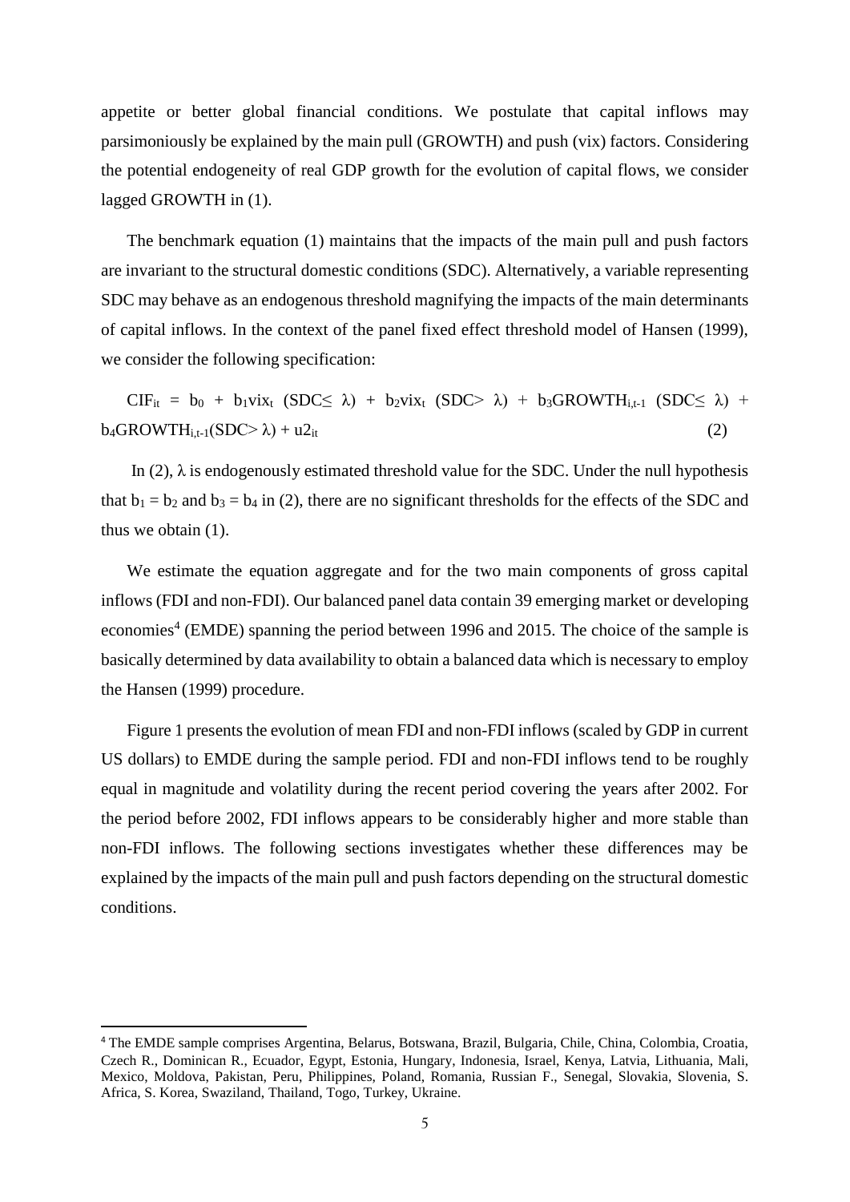appetite or better global financial conditions. We postulate that capital inflows may parsimoniously be explained by the main pull (GROWTH) and push (vix) factors. Considering the potential endogeneity of real GDP growth for the evolution of capital flows, we consider lagged GROWTH in (1).

The benchmark equation (1) maintains that the impacts of the main pull and push factors are invariant to the structural domestic conditions (SDC). Alternatively, a variable representing SDC may behave as an endogenous threshold magnifying the impacts of the main determinants of capital inflows. In the context of the panel fixed effect threshold model of Hansen (1999), we consider the following specification:

$$CIF_{it} = b_0 + b_1 vix_t \, (SDC \leq \lambda) + b_2 vix_t \, (SDC > \lambda) + b_3 GROWTH_{i,t-1} \, (SDC \leq \lambda) + b_4 GROWTH_{i,t-1} (SDC > \lambda) + u2_{it} \quad (2)$$

In (2), $\lambda$ is endogenously estimated threshold value for the SDC. Under the null hypothesis that $b_1 = b_2$ and $b_3 = b_4$ in (2), there are no significant thresholds for the effects of the SDC and thus we obtain (1).

We estimate the equation aggregate and for the two main components of gross capital inflows (FDI and non-FDI). Our balanced panel data contain 39 emerging market or developing economies[4] (EMDE) spanning the period between 1996 and 2015. The choice of the sample is basically determined by data availability to obtain a balanced data which is necessary to employ the Hansen (1999) procedure.

Figure 1 presents the evolution of mean FDI and non-FDI inflows (scaled by GDP in current US dollars) to EMDE during the sample period. FDI and non-FDI inflows tend to be roughly equal in magnitude and volatility during the recent period covering the years after 2002. For the period before 2002, FDI inflows appears to be considerably higher and more stable than non-FDI inflows. The following sections investigates whether these differences may be explained by the impacts of the main pull and push factors depending on the structural domestic conditions.

[4] The EMDE sample comprises Argentina, Belarus, Botswana, Brazil, Bulgaria, Chile, China, Colombia, Croatia, Czech R., Dominican R., Ecuador, Egypt, Estonia, Hungary, Indonesia, Israel, Kenya, Latvia, Lithuania, Mali, Mexico, Moldova, Pakistan, Peru, Philippines, Poland, Romania, Russian F., Senegal, Slovakia, Slovenia, S. Africa, S. Korea, Swaziland, Thailand, Togo, Turkey, Ukraine.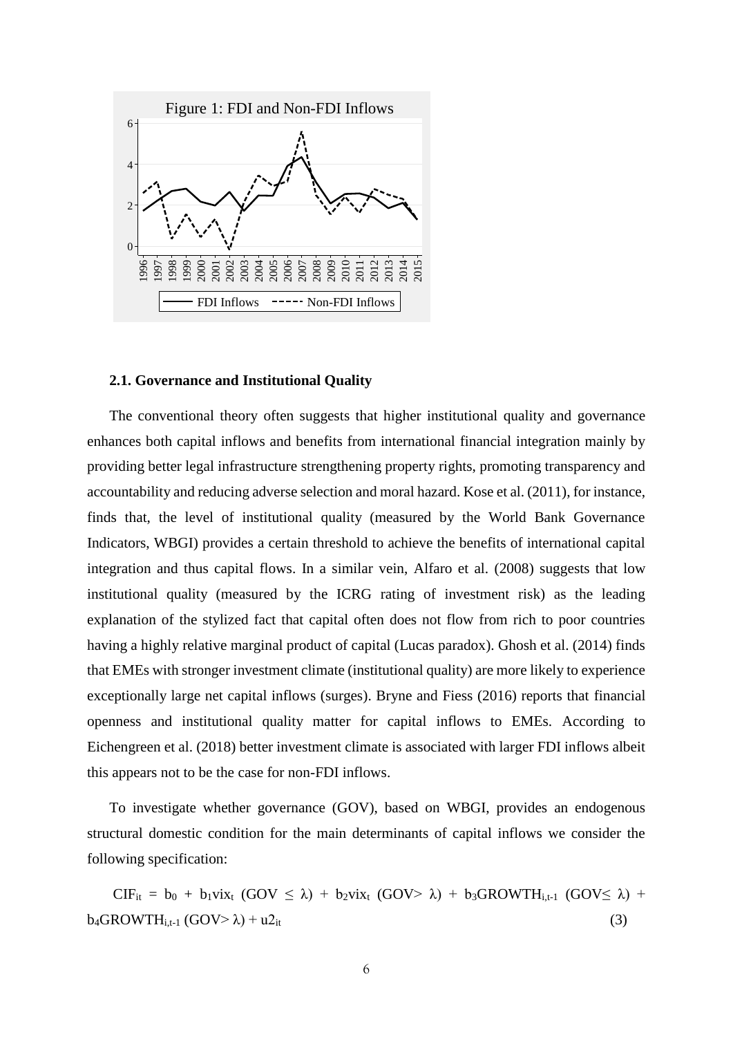Figure 1: FDI and Non-FDI Inflows

## 2.1. Governance and Institutional Quality

The conventional theory often suggests that higher institutional quality and governance enhances both capital inflows and benefits from international financial integration mainly by providing better legal infrastructure strengthening property rights, promoting transparency and accountability and reducing adverse selection and moral hazard. Kose et al. (2011), for instance, finds that, the level of institutional quality (measured by the World Bank Governance Indicators, WBGI) provides a certain threshold to achieve the benefits of international capital integration and thus capital flows. In a similar vein, Alfaro et al. (2008) suggests that low institutional quality (measured by the ICRG rating of investment risk) as the leading explanation of the stylized fact that capital often does not flow from rich to poor countries having a highly relative marginal product of capital (Lucas paradox). Ghosh et al. (2014) finds that EMEs with stronger investment climate (institutional quality) are more likely to experience exceptionally large net capital inflows (surges). Bryne and Fiess (2016) reports that financial openness and institutional quality matter for capital inflows to EMEs. According to Eichengreen et al. (2018) better investment climate is associated with larger FDI inflows albeit this appears not to be the case for non-FDI inflows.

To investigate whether governance (GOV), based on WBGI, provides an endogenous structural domestic condition for the main determinants of capital inflows we consider the following specification:

$$CIF_{it} = b_0 + b_1 vix_t\ (GOV \leq \lambda) + b_2 vix_t\ (GOV > \lambda) + b_3 GROWTH_{i,t-1}\ (GOV \leq \lambda) + b_4 GROWTH_{i,t-1}\ (GOV > \lambda) + u2_{it} \tag{3}$$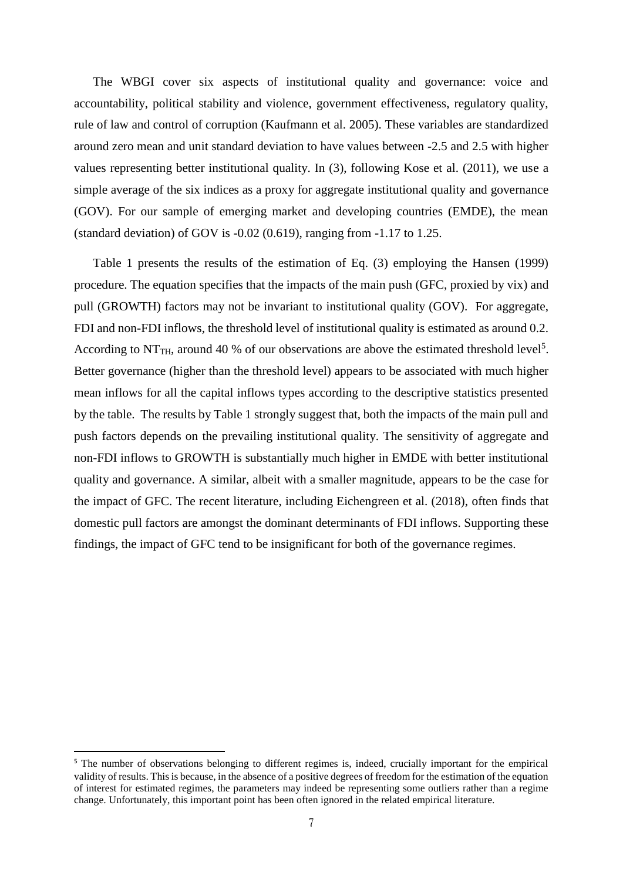The WBGI cover six aspects of institutional quality and governance: voice and accountability, political stability and violence, government effectiveness, regulatory quality, rule of law and control of corruption (Kaufmann et al. 2005). These variables are standardized around zero mean and unit standard deviation to have values between -2.5 and 2.5 with higher values representing better institutional quality. In (3), following Kose et al. (2011), we use a simple average of the six indices as a proxy for aggregate institutional quality and governance (GOV). For our sample of emerging market and developing countries (EMDE), the mean (standard deviation) of GOV is -0.02 (0.619), ranging from -1.17 to 1.25.

Table 1 presents the results of the estimation of Eq. (3) employing the Hansen (1999) procedure. The equation specifies that the impacts of the main push (GFC, proxied by vix) and pull (GROWTH) factors may not be invariant to institutional quality (GOV). For aggregate, FDI and non-FDI inflows, the threshold level of institutional quality is estimated as around 0.2. According to $NT_{TH}$, around 40 % of our observations are above the estimated threshold level[5]. Better governance (higher than the threshold level) appears to be associated with much higher mean inflows for all the capital inflows types according to the descriptive statistics presented by the table. The results by Table 1 strongly suggest that, both the impacts of the main pull and push factors depends on the prevailing institutional quality. The sensitivity of aggregate and non-FDI inflows to GROWTH is substantially much higher in EMDE with better institutional quality and governance. A similar, albeit with a smaller magnitude, appears to be the case for the impact of GFC. The recent literature, including Eichengreen et al. (2018), often finds that domestic pull factors are amongst the dominant determinants of FDI inflows. Supporting these findings, the impact of GFC tend to be insignificant for both of the governance regimes.

[5] The number of observations belonging to different regimes is, indeed, crucially important for the empirical validity of results. This is because, in the absence of a positive degrees of freedom for the estimation of the equation of interest for estimated regimes, the parameters may indeed be representing some outliers rather than a regime change. Unfortunately, this important point has been often ignored in the related empirical literature.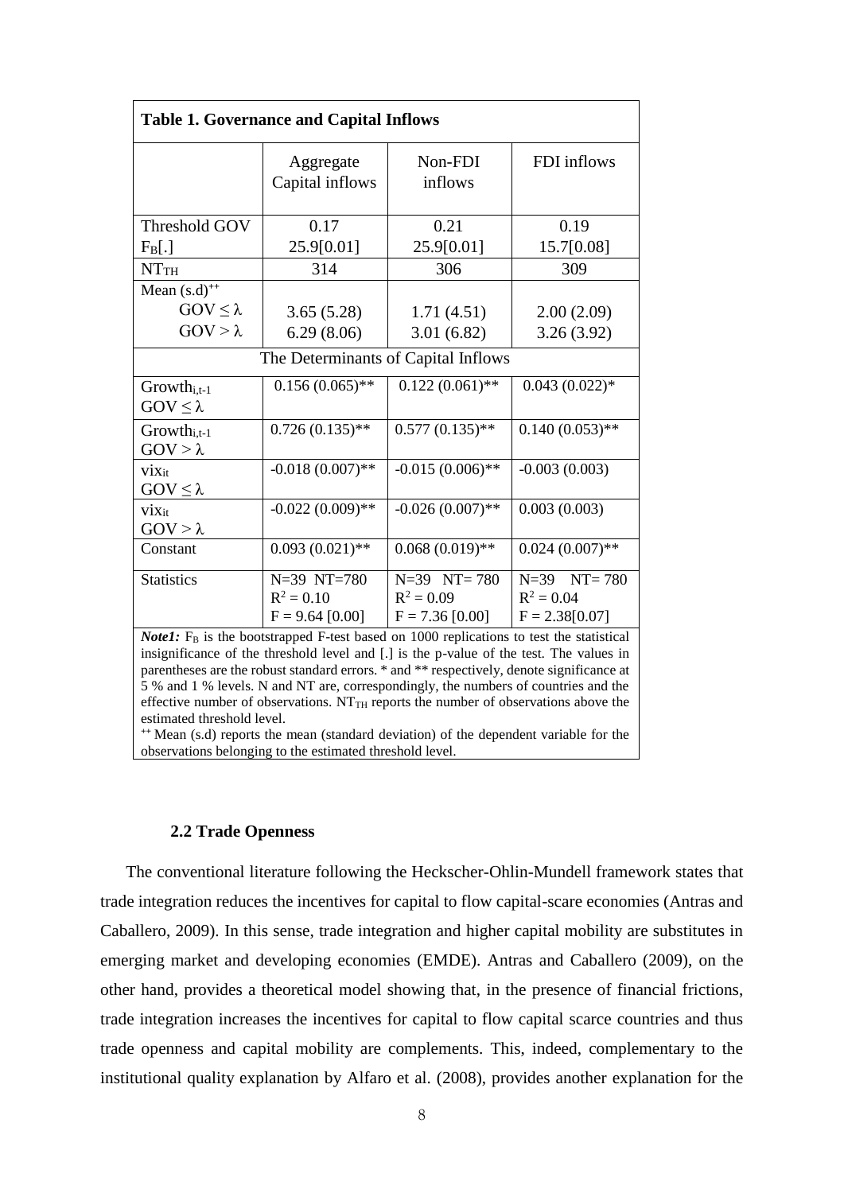**Table 1. Governance and Capital Inflows**

| | Aggregate Capital inflows | Non-FDI inflows | FDI inflows |
|---|---|---|---|
| Threshold GOV | 0.17 | 0.21 | 0.19 |
| $F_B$[.] | 25.9[0.01] | 25.9[0.01] | 15.7[0.08] |
| $NT_{TH}$ | 314 | 306 | 309 |
| Mean (s.d)[++] | | | |
| $GOV \leq \lambda$ | 3.65 (5.28) | 1.71 (4.51) | 2.00 (2.09) |
| $GOV > \lambda$ | 6.29 (8.06) | 3.01 (6.82) | 3.26 (3.92) |
| The Determinants of Capital Inflows | | | |
| $Growth_{i,t-1}$ $GOV \leq \lambda$ | 0.156 (0.065)** | 0.122 (0.061)** | 0.043 (0.022)* |
| $Growth_{i,t-1}$ $GOV > \lambda$ | 0.726 (0.135)** | 0.577 (0.135)** | 0.140 (0.053)** |
| $vix_{it}$ $GOV \leq \lambda$ | -0.018 (0.007)** | -0.015 (0.006)** | -0.003 (0.003) |
| $vix_{it}$ $GOV > \lambda$ | -0.022 (0.009)** | -0.026 (0.007)** | 0.003 (0.003) |
| Constant | 0.093 (0.021)** | 0.068 (0.019)** | 0.024 (0.007)** |
| Statistics | N=39 NT=780 $R^2 = 0.10$ F = 9.64 [0.00] | N=39 NT= 780 $R^2 = 0.09$ F = 7.36 [0.00] | N=39 NT= 780 $R^2 = 0.04$ F = 2.38[0.07] |

***Note1:*** $F_B$ is the bootstrapped F-test based on 1000 replications to test the statistical insignificance of the threshold level and [.] is the p-value of the test. The values in parentheses are the robust standard errors. * and ** respectively, denote significance at 5 % and 1 % levels. N and NT are, correspondingly, the numbers of countries and the effective number of observations. $NT_{TH}$ reports the number of observations above the estimated threshold level.

[++] Mean (s.d) reports the mean (standard deviation) of the dependent variable for the observations belonging to the estimated threshold level.

### 2.2 Trade Openness

The conventional literature following the Heckscher-Ohlin-Mundell framework states that trade integration reduces the incentives for capital to flow capital-scare economies (Antras and Caballero, 2009). In this sense, trade integration and higher capital mobility are substitutes in emerging market and developing economies (EMDE). Antras and Caballero (2009), on the other hand, provides a theoretical model showing that, in the presence of financial frictions, trade integration increases the incentives for capital to flow capital scarce countries and thus trade openness and capital mobility are complements. This, indeed, complementary to the institutional quality explanation by Alfaro et al. (2008), provides another explanation for the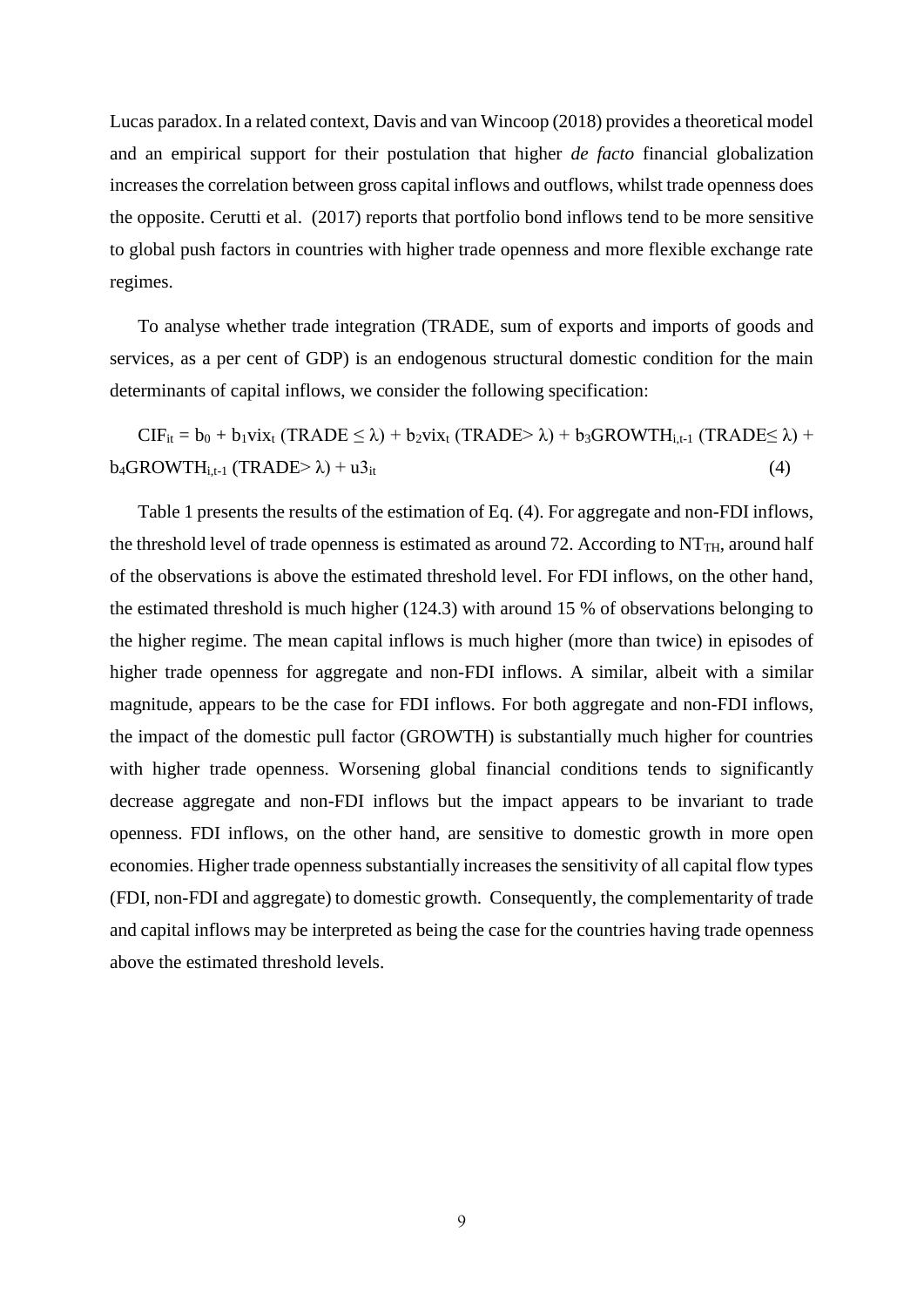Lucas paradox. In a related context, Davis and van Wincoop (2018) provides a theoretical model and an empirical support for their postulation that higher *de facto* financial globalization increases the correlation between gross capital inflows and outflows, whilst trade openness does the opposite. Cerutti et al. (2017) reports that portfolio bond inflows tend to be more sensitive to global push factors in countries with higher trade openness and more flexible exchange rate regimes.

To analyse whether trade integration (TRADE, sum of exports and imports of goods and services, as a per cent of GDP) is an endogenous structural domestic condition for the main determinants of capital inflows, we consider the following specification:

$$CIF_{it} = b_0 + b_1 vix_t\,(TRADE \leq \lambda) + b_2 vix_t\,(TRADE > \lambda) + b_3 GROWTH_{i,t-1}\,(TRADE \leq \lambda) + b_4 GROWTH_{i,t-1}\,(TRADE > \lambda) + u3_{it} \quad (4)$$

Table 1 presents the results of the estimation of Eq. (4). For aggregate and non-FDI inflows, the threshold level of trade openness is estimated as around 72. According to $NT_{TH}$, around half of the observations is above the estimated threshold level. For FDI inflows, on the other hand, the estimated threshold is much higher (124.3) with around 15 % of observations belonging to the higher regime. The mean capital inflows is much higher (more than twice) in episodes of higher trade openness for aggregate and non-FDI inflows. A similar, albeit with a similar magnitude, appears to be the case for FDI inflows. For both aggregate and non-FDI inflows, the impact of the domestic pull factor (GROWTH) is substantially much higher for countries with higher trade openness. Worsening global financial conditions tends to significantly decrease aggregate and non-FDI inflows but the impact appears to be invariant to trade openness. FDI inflows, on the other hand, are sensitive to domestic growth in more open economies. Higher trade openness substantially increases the sensitivity of all capital flow types (FDI, non-FDI and aggregate) to domestic growth. Consequently, the complementarity of trade and capital inflows may be interpreted as being the case for the countries having trade openness above the estimated threshold levels.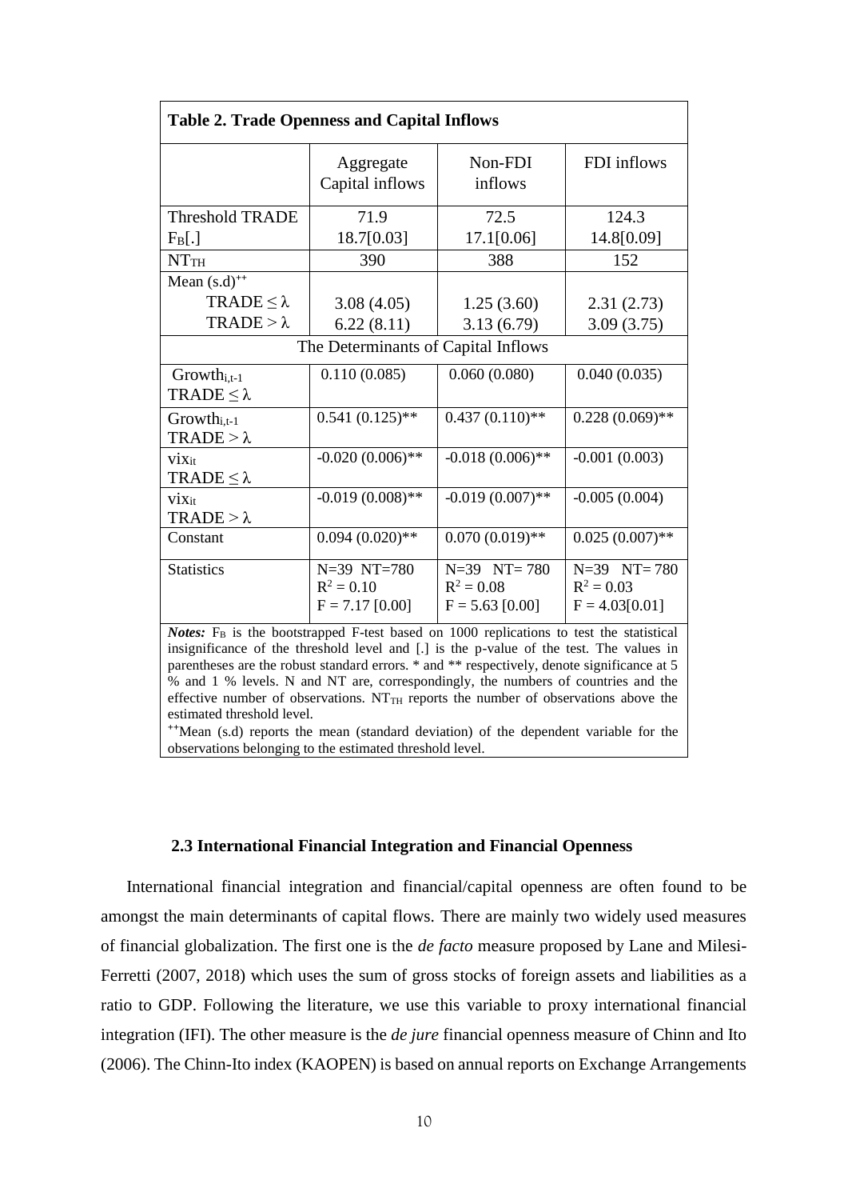**Table 2. Trade Openness and Capital Inflows**

| | Aggregate Capital inflows | Non-FDI inflows | FDI inflows |
|---|---|---|---|
| Threshold TRADE | 71.9 | 72.5 | 124.3 |
| $F_B$[.] | 18.7[0.03] | 17.1[0.06] | 14.8[0.09] |
| $NT_{TH}$ | 390 | 388 | 152 |
| Mean (s.d)[++] | | | |
| TRADE $\leq \lambda$ | 3.08 (4.05) | 1.25 (3.60) | 2.31 (2.73) |
| TRADE $> \lambda$ | 6.22 (8.11) | 3.13 (6.79) | 3.09 (3.75) |
| The Determinants of Capital Inflows | | | |
| $Growth_{i,t-1}$ TRADE $\leq \lambda$ | 0.110 (0.085) | 0.060 (0.080) | 0.040 (0.035) |
| $Growth_{i,t-1}$ TRADE $> \lambda$ | 0.541 (0.125)** | 0.437 (0.110)** | 0.228 (0.069)** |
| $vix_{it}$ TRADE $\leq \lambda$ | -0.020 (0.006)** | -0.018 (0.006)** | -0.001 (0.003) |
| $vix_{it}$ TRADE $> \lambda$ | -0.019 (0.008)** | -0.019 (0.007)** | -0.005 (0.004) |
| Constant | 0.094 (0.020)** | 0.070 (0.019)** | 0.025 (0.007)** |
| Statistics | N=39 NT=780 $R^2 = 0.10$ F = 7.17 [0.00] | N=39 NT= 780 $R^2 = 0.08$ F = 5.63 [0.00] | N=39 NT= 780 $R^2 = 0.03$ F = 4.03[0.01] |

***Notes:*** $F_B$ is the bootstrapped F-test based on 1000 replications to test the statistical insignificance of the threshold level and [.] is the p-value of the test. The values in parentheses are the robust standard errors. * and ** respectively, denote significance at 5 % and 1 % levels. N and NT are, correspondingly, the numbers of countries and the effective number of observations. $NT_{TH}$ reports the number of observations above the estimated threshold level.

[++]Mean (s.d) reports the mean (standard deviation) of the dependent variable for the observations belonging to the estimated threshold level.

### 2.3 International Financial Integration and Financial Openness

International financial integration and financial/capital openness are often found to be amongst the main determinants of capital flows. There are mainly two widely used measures of financial globalization. The first one is the *de facto* measure proposed by Lane and Milesi-Ferretti (2007, 2018) which uses the sum of gross stocks of foreign assets and liabilities as a ratio to GDP. Following the literature, we use this variable to proxy international financial integration (IFI). The other measure is the *de jure* financial openness measure of Chinn and Ito (2006). The Chinn-Ito index (KAOPEN) is based on annual reports on Exchange Arrangements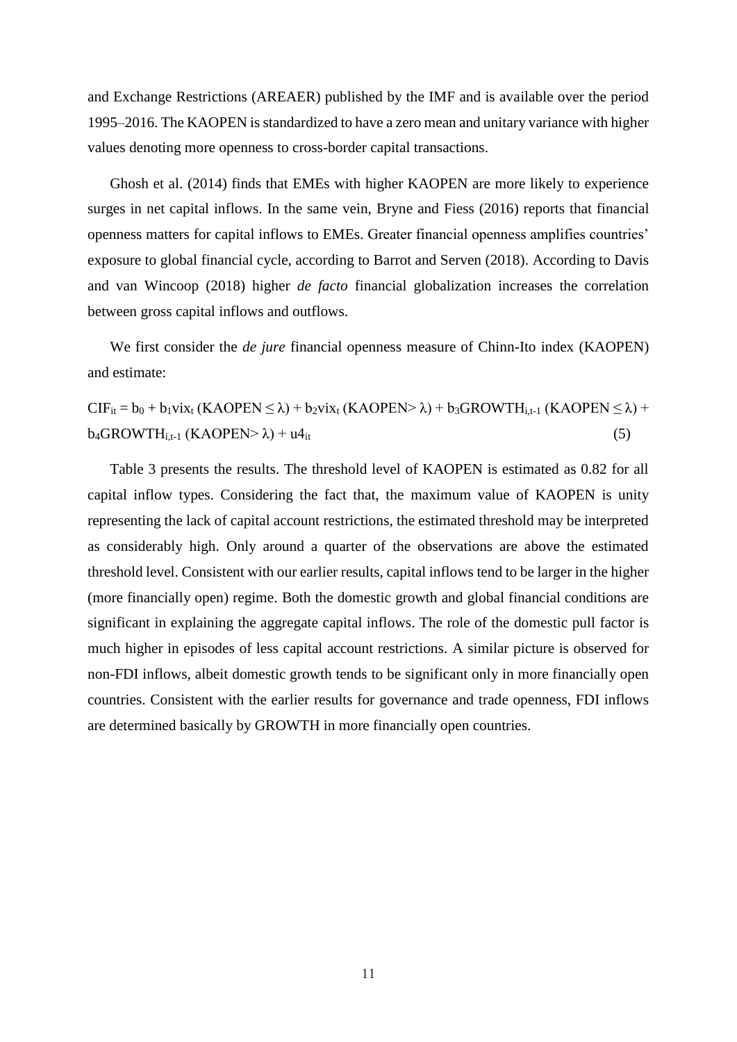and Exchange Restrictions (AREAER) published by the IMF and is available over the period 1995–2016. The KAOPEN is standardized to have a zero mean and unitary variance with higher values denoting more openness to cross-border capital transactions.

Ghosh et al. (2014) finds that EMEs with higher KAOPEN are more likely to experience surges in net capital inflows. In the same vein, Bryne and Fiess (2016) reports that financial openness matters for capital inflows to EMEs. Greater financial openness amplifies countries' exposure to global financial cycle, according to Barrot and Serven (2018). According to Davis and van Wincoop (2018) higher *de facto* financial globalization increases the correlation between gross capital inflows and outflows.

We first consider the *de jure* financial openness measure of Chinn-Ito index (KAOPEN) and estimate:

$$CIF_{it} = b_0 + b_1 vix_t\,(KAOPEN \leq \lambda) + b_2 vix_t\,(KAOPEN > \lambda) + b_3 GROWTH_{i,t-1}\,(KAOPEN \leq \lambda) + b_4 GROWTH_{i,t-1}\,(KAOPEN > \lambda) + u4_{it} \quad (5)$$

Table 3 presents the results. The threshold level of KAOPEN is estimated as 0.82 for all capital inflow types. Considering the fact that, the maximum value of KAOPEN is unity representing the lack of capital account restrictions, the estimated threshold may be interpreted as considerably high. Only around a quarter of the observations are above the estimated threshold level. Consistent with our earlier results, capital inflows tend to be larger in the higher (more financially open) regime. Both the domestic growth and global financial conditions are significant in explaining the aggregate capital inflows. The role of the domestic pull factor is much higher in episodes of less capital account restrictions. A similar picture is observed for non-FDI inflows, albeit domestic growth tends to be significant only in more financially open countries. Consistent with the earlier results for governance and trade openness, FDI inflows are determined basically by GROWTH in more financially open countries.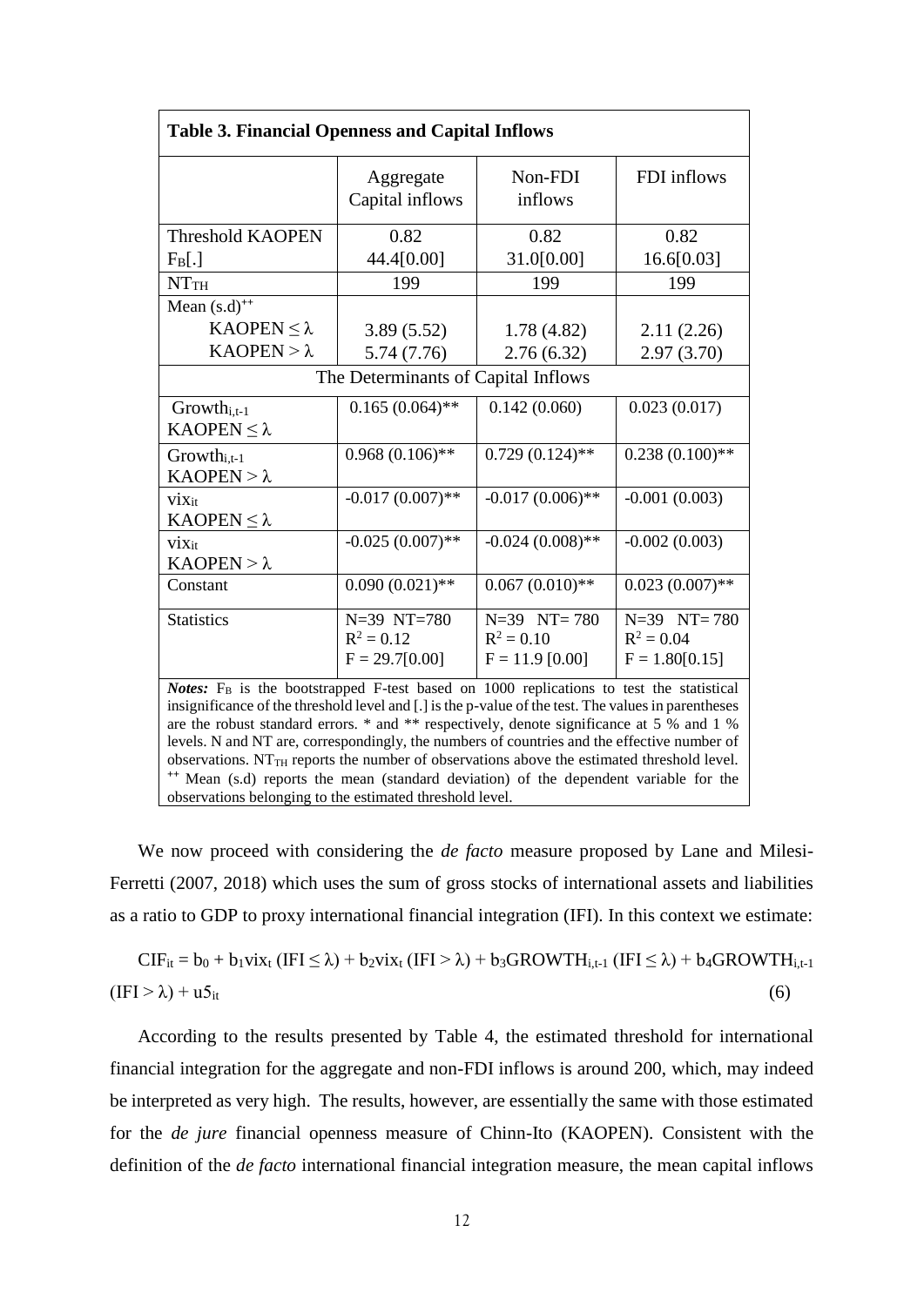| Table 3. Financial Openness and Capital Inflows | | | |
|---|---|---|---|
| | Aggregate Capital inflows | Non-FDI inflows | FDI inflows |
| Threshold KAOPEN<br>$F_B[.]$ | 0.82<br>44.4[0.00] | 0.82<br>31.0[0.00] | 0.82<br>16.6[0.03] |
| $NT_{TH}$ | 199 | 199 | 199 |
| Mean (s.d)[++]<br>KAOPEN $\leq \lambda$<br>KAOPEN $> \lambda$ | <br>3.89 (5.52)<br>5.74 (7.76) | <br>1.78 (4.82)<br>2.76 (6.32) | <br>2.11 (2.26)<br>2.97 (3.70) |
| The Determinants of Capital Inflows | | | |
| $Growth_{i,t-1}$<br>KAOPEN $\leq \lambda$ | 0.165 (0.064)** | 0.142 (0.060) | 0.023 (0.017) |
| $Growth_{i,t-1}$<br>KAOPEN $> \lambda$ | 0.968 (0.106)** | 0.729 (0.124)** | 0.238 (0.100)** |
| $vix_{it}$<br>KAOPEN $\leq \lambda$ | -0.017 (0.007)** | -0.017 (0.006)** | -0.001 (0.003) |
| $vix_{it}$<br>KAOPEN $> \lambda$ | -0.025 (0.007)** | -0.024 (0.008)** | -0.002 (0.003) |
| Constant | 0.090 (0.021)** | 0.067 (0.010)** | 0.023 (0.007)** |
| Statistics | N=39 NT=780<br>$R^2 = 0.12$<br>F = 29.7[0.00] | N=39 NT= 780<br>$R^2 = 0.10$<br>F = 11.9 [0.00] | N=39 NT= 780<br>$R^2 = 0.04$<br>F = 1.80[0.15] |

***Notes:*** $F_B$ is the bootstrapped F-test based on 1000 replications to test the statistical insignificance of the threshold level and [.] is the p-value of the test. The values in parentheses are the robust standard errors. * and ** respectively, denote significance at 5 % and 1 % levels. N and NT are, correspondingly, the numbers of countries and the effective number of observations. $NT_{TH}$ reports the number of observations above the estimated threshold level. [++] Mean (s.d) reports the mean (standard deviation) of the dependent variable for the observations belonging to the estimated threshold level.

We now proceed with considering the *de facto* measure proposed by Lane and Milesi-Ferretti (2007, 2018) which uses the sum of gross stocks of international assets and liabilities as a ratio to GDP to proxy international financial integration (IFI). In this context we estimate:

$$CIF_{it} = b_0 + b_1 vix_t \,(IFI \leq \lambda) + b_2 vix_t \,(IFI > \lambda) + b_3 GROWTH_{i,t-1} \,(IFI \leq \lambda) + b_4 GROWTH_{i,t-1} \,(IFI > \lambda) + u5_{it} \quad (6)$$

According to the results presented by Table 4, the estimated threshold for international financial integration for the aggregate and non-FDI inflows is around 200, which, may indeed be interpreted as very high. The results, however, are essentially the same with those estimated for the *de jure* financial openness measure of Chinn-Ito (KAOPEN). Consistent with the definition of the *de facto* international financial integration measure, the mean capital inflows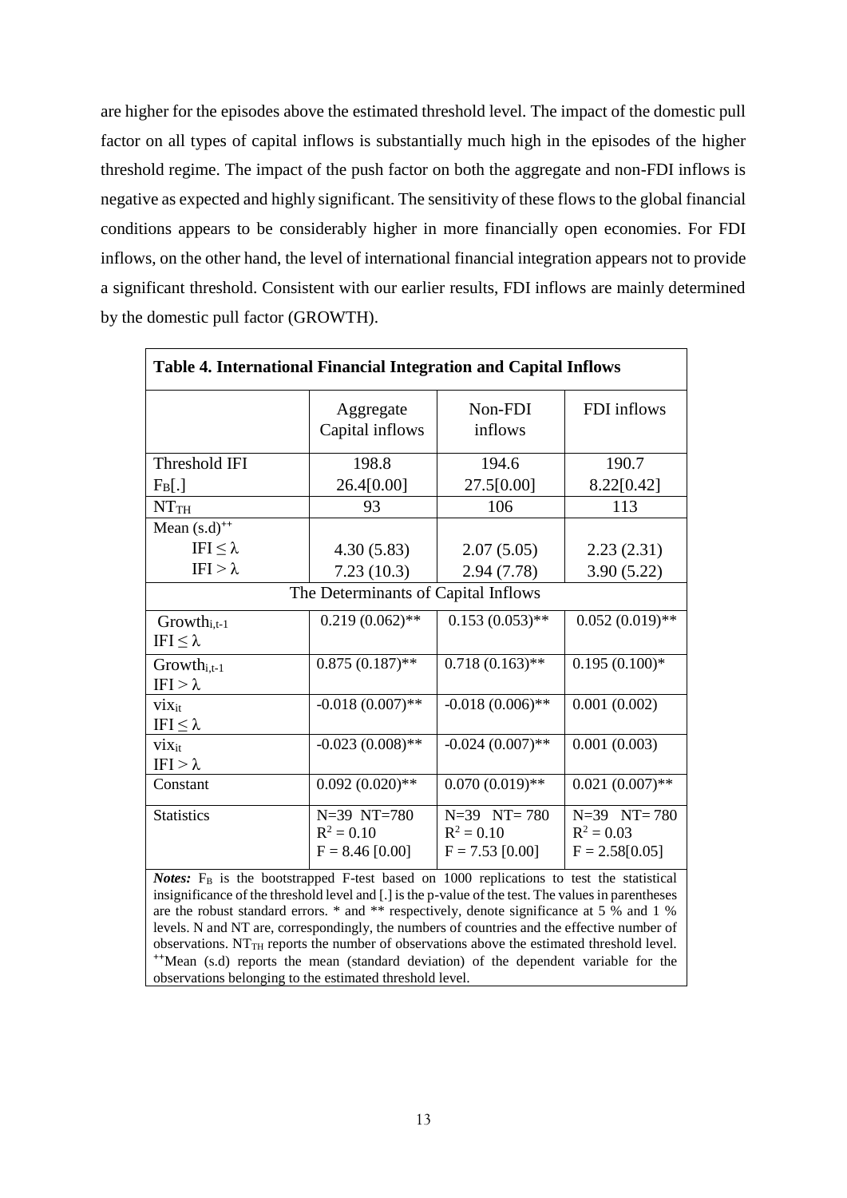are higher for the episodes above the estimated threshold level. The impact of the domestic pull factor on all types of capital inflows is substantially much high in the episodes of the higher threshold regime. The impact of the push factor on both the aggregate and non-FDI inflows is negative as expected and highly significant. The sensitivity of these flows to the global financial conditions appears to be considerably higher in more financially open economies. For FDI inflows, on the other hand, the level of international financial integration appears not to provide a significant threshold. Consistent with our earlier results, FDI inflows are mainly determined by the domestic pull factor (GROWTH).

**Table 4. International Financial Integration and Capital Inflows**

| | Aggregate Capital inflows | Non-FDI inflows | FDI inflows |
|---|---|---|---|
| Threshold IFI | 198.8 | 194.6 | 190.7 |
| $F_B$[.] | 26.4[0.00] | 27.5[0.00] | 8.22[0.42] |
| $NT_{TH}$ | 93 | 106 | 113 |
| Mean (s.d)[++] | | | |
| $IFI \leq \lambda$ | 4.30 (5.83) | 2.07 (5.05) | 2.23 (2.31) |
| $IFI > \lambda$ | 7.23 (10.3) | 2.94 (7.78) | 3.90 (5.22) |
| The Determinants of Capital Inflows | | | |
| $Growth_{i,t-1}$ $IFI \leq \lambda$ | 0.219 (0.062)** | 0.153 (0.053)** | 0.052 (0.019)** |
| $Growth_{i,t-1}$ $IFI > \lambda$ | 0.875 (0.187)** | 0.718 (0.163)** | 0.195 (0.100)* |
| $vix_{it}$ $IFI \leq \lambda$ | -0.018 (0.007)** | -0.018 (0.006)** | 0.001 (0.002) |
| $vix_{it}$ $IFI > \lambda$ | -0.023 (0.008)** | -0.024 (0.007)** | 0.001 (0.003) |
| Constant | 0.092 (0.020)** | 0.070 (0.019)** | 0.021 (0.007)** |
| Statistics | N=39 NT=780 $R^2 = 0.10$ F = 8.46 [0.00] | N=39 NT= 780 $R^2 = 0.10$ F = 7.53 [0.00] | N=39 NT= 780 $R^2 = 0.03$ F = 2.58[0.05] |

***Notes:*** $F_B$ is the bootstrapped F-test based on 1000 replications to test the statistical insignificance of the threshold level and [.] is the p-value of the test. The values in parentheses are the robust standard errors. * and ** respectively, denote significance at 5 % and 1 % levels. N and NT are, correspondingly, the numbers of countries and the effective number of observations. $NT_{TH}$ reports the number of observations above the estimated threshold level. [++]Mean (s.d) reports the mean (standard deviation) of the dependent variable for the observations belonging to the estimated threshold level.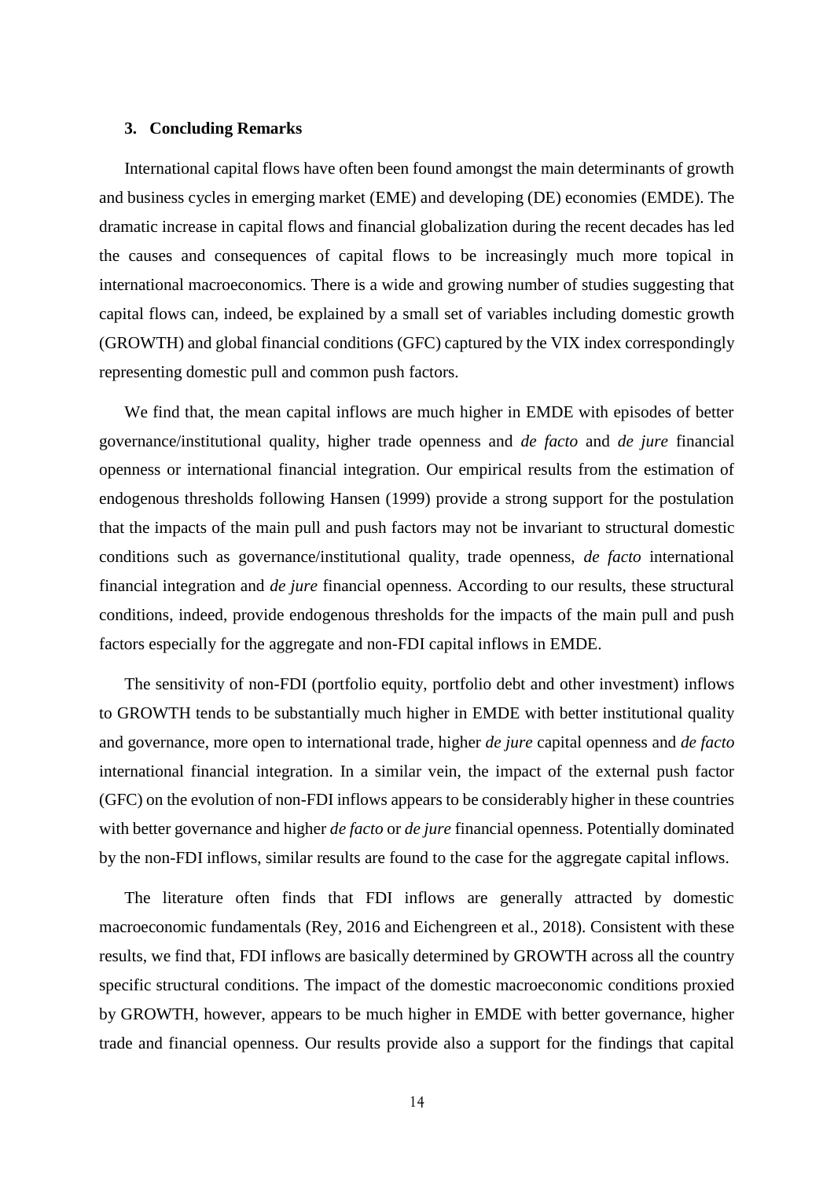## 3. Concluding Remarks

International capital flows have often been found amongst the main determinants of growth and business cycles in emerging market (EME) and developing (DE) economies (EMDE). The dramatic increase in capital flows and financial globalization during the recent decades has led the causes and consequences of capital flows to be increasingly much more topical in international macroeconomics. There is a wide and growing number of studies suggesting that capital flows can, indeed, be explained by a small set of variables including domestic growth (GROWTH) and global financial conditions (GFC) captured by the VIX index correspondingly representing domestic pull and common push factors.

We find that, the mean capital inflows are much higher in EMDE with episodes of better governance/institutional quality, higher trade openness and *de facto* and *de jure* financial openness or international financial integration. Our empirical results from the estimation of endogenous thresholds following Hansen (1999) provide a strong support for the postulation that the impacts of the main pull and push factors may not be invariant to structural domestic conditions such as governance/institutional quality, trade openness, *de facto* international financial integration and *de jure* financial openness. According to our results, these structural conditions, indeed, provide endogenous thresholds for the impacts of the main pull and push factors especially for the aggregate and non-FDI capital inflows in EMDE.

The sensitivity of non-FDI (portfolio equity, portfolio debt and other investment) inflows to GROWTH tends to be substantially much higher in EMDE with better institutional quality and governance, more open to international trade, higher *de jure* capital openness and *de facto* international financial integration. In a similar vein, the impact of the external push factor (GFC) on the evolution of non-FDI inflows appears to be considerably higher in these countries with better governance and higher *de facto* or *de jure* financial openness. Potentially dominated by the non-FDI inflows, similar results are found to the case for the aggregate capital inflows.

The literature often finds that FDI inflows are generally attracted by domestic macroeconomic fundamentals (Rey, 2016 and Eichengreen et al., 2018). Consistent with these results, we find that, FDI inflows are basically determined by GROWTH across all the country specific structural conditions. The impact of the domestic macroeconomic conditions proxied by GROWTH, however, appears to be much higher in EMDE with better governance, higher trade and financial openness. Our results provide also a support for the findings that capital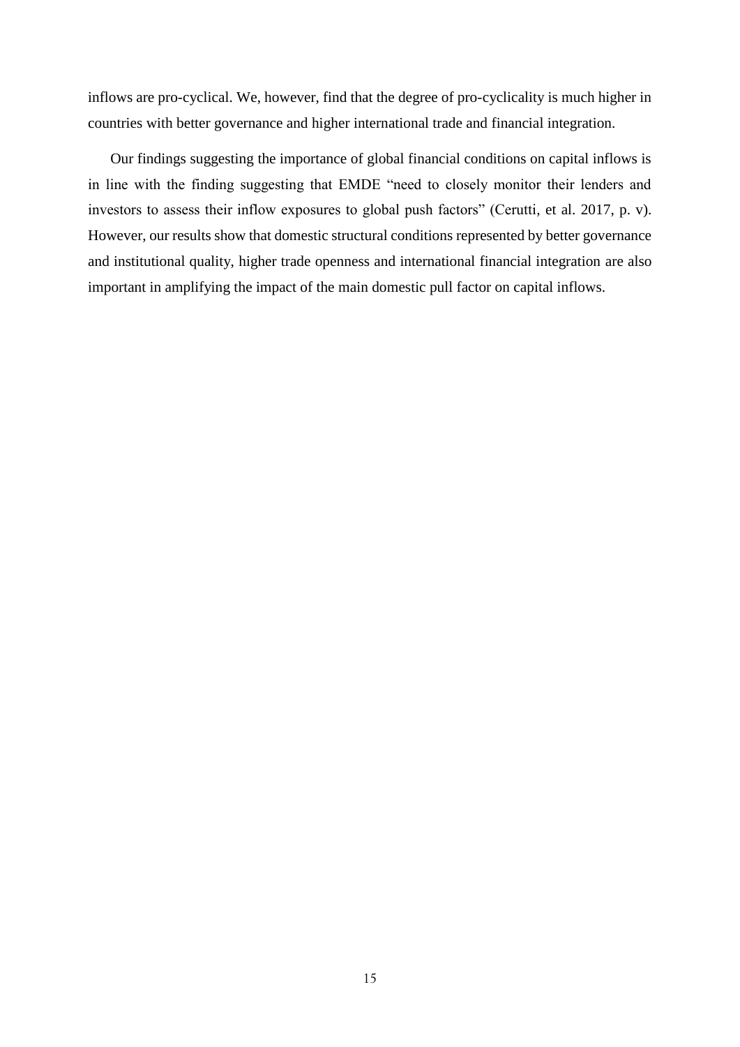inflows are pro-cyclical. We, however, find that the degree of pro-cyclicality is much higher in countries with better governance and higher international trade and financial integration.

Our findings suggesting the importance of global financial conditions on capital inflows is in line with the finding suggesting that EMDE "need to closely monitor their lenders and investors to assess their inflow exposures to global push factors" (Cerutti, et al. 2017, p. v). However, our results show that domestic structural conditions represented by better governance and institutional quality, higher trade openness and international financial integration are also important in amplifying the impact of the main domestic pull factor on capital inflows.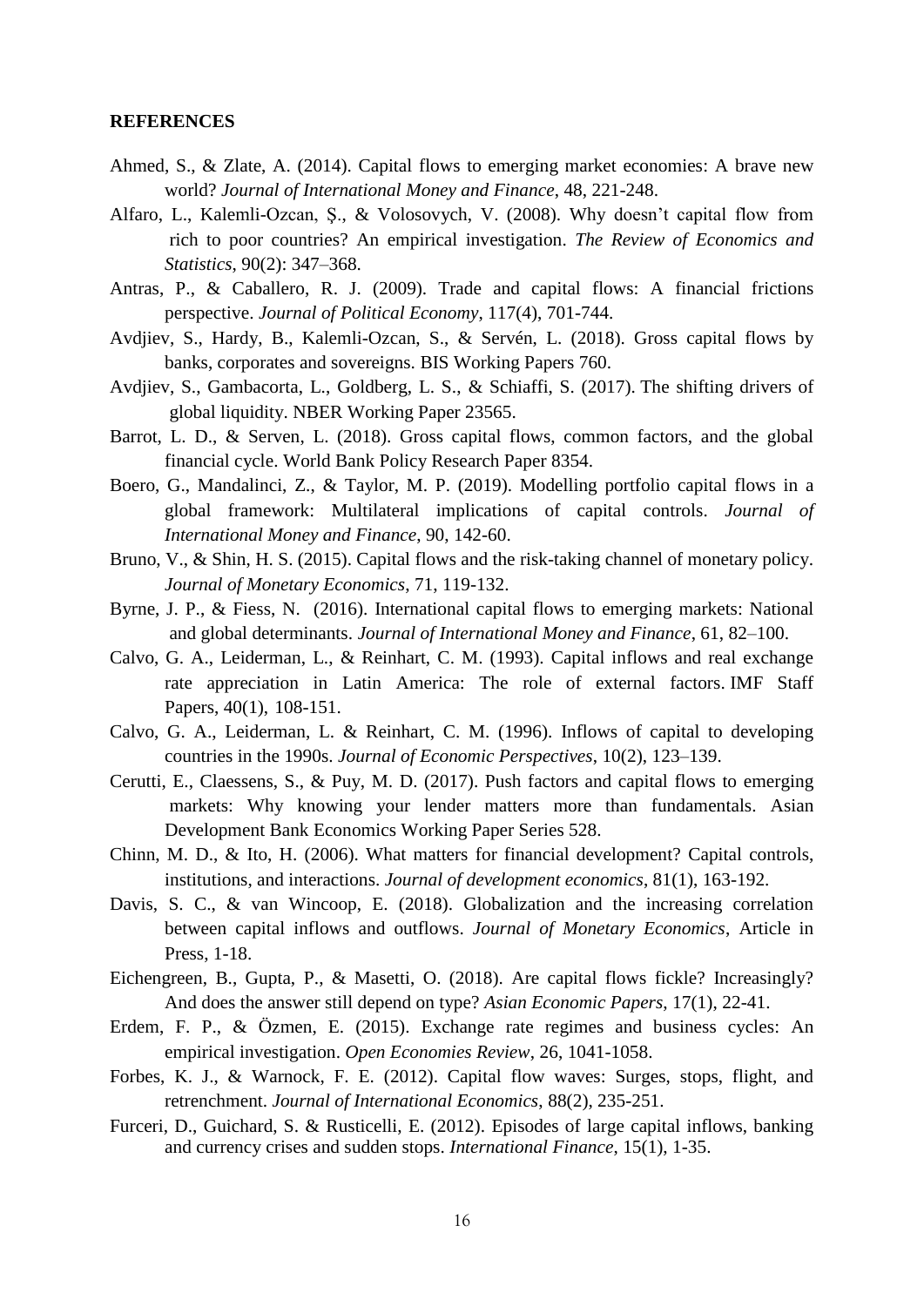**REFERENCES**

Ahmed, S., & Zlate, A. (2014). Capital flows to emerging market economies: A brave new world? *Journal of International Money and Finance*, 48, 221-248.

Alfaro, L., Kalemli-Ozcan, Ş., & Volosovych, V. (2008). Why doesn't capital flow from rich to poor countries? An empirical investigation. *The Review of Economics and Statistics*, 90(2): 347–368.

Antras, P., & Caballero, R. J. (2009). Trade and capital flows: A financial frictions perspective. *Journal of Political Economy*, 117(4), 701-744.

Avdjiev, S., Hardy, B., Kalemli-Ozcan, S., & Servén, L. (2018). Gross capital flows by banks, corporates and sovereigns. BIS Working Papers 760.

Avdjiev, S., Gambacorta, L., Goldberg, L. S., & Schiaffi, S. (2017). The shifting drivers of global liquidity. NBER Working Paper 23565.

Barrot, L. D., & Serven, L. (2018). Gross capital flows, common factors, and the global financial cycle. World Bank Policy Research Paper 8354.

Boero, G., Mandalinci, Z., & Taylor, M. P. (2019). Modelling portfolio capital flows in a global framework: Multilateral implications of capital controls. *Journal of International Money and Finance*, 90, 142-60.

Bruno, V., & Shin, H. S. (2015). Capital flows and the risk-taking channel of monetary policy. *Journal of Monetary Economics*, 71, 119-132.

Byrne, J. P., & Fiess, N. (2016). International capital flows to emerging markets: National and global determinants. *Journal of International Money and Finance*, 61, 82–100.

Calvo, G. A., Leiderman, L., & Reinhart, C. M. (1993). Capital inflows and real exchange rate appreciation in Latin America: The role of external factors. IMF Staff Papers, 40(1), 108-151.

Calvo, G. A., Leiderman, L. & Reinhart, C. M. (1996). Inflows of capital to developing countries in the 1990s. *Journal of Economic Perspectives*, 10(2), 123–139.

Cerutti, E., Claessens, S., & Puy, M. D. (2017). Push factors and capital flows to emerging markets: Why knowing your lender matters more than fundamentals. Asian Development Bank Economics Working Paper Series 528.

Chinn, M. D., & Ito, H. (2006). What matters for financial development? Capital controls, institutions, and interactions. *Journal of development economics*, 81(1), 163-192.

Davis, S. C., & van Wincoop, E. (2018). Globalization and the increasing correlation between capital inflows and outflows. *Journal of Monetary Economics*, Article in Press, 1-18.

Eichengreen, B., Gupta, P., & Masetti, O. (2018). Are capital flows fickle? Increasingly? And does the answer still depend on type? *Asian Economic Papers*, 17(1), 22-41.

Erdem, F. P., & Özmen, E. (2015). Exchange rate regimes and business cycles: An empirical investigation. *Open Economies Review*, 26, 1041-1058.

Forbes, K. J., & Warnock, F. E. (2012). Capital flow waves: Surges, stops, flight, and retrenchment. *Journal of International Economics*, 88(2), 235-251.

Furceri, D., Guichard, S. & Rusticelli, E. (2012). Episodes of large capital inflows, banking and currency crises and sudden stops. *International Finance*, 15(1), 1-35.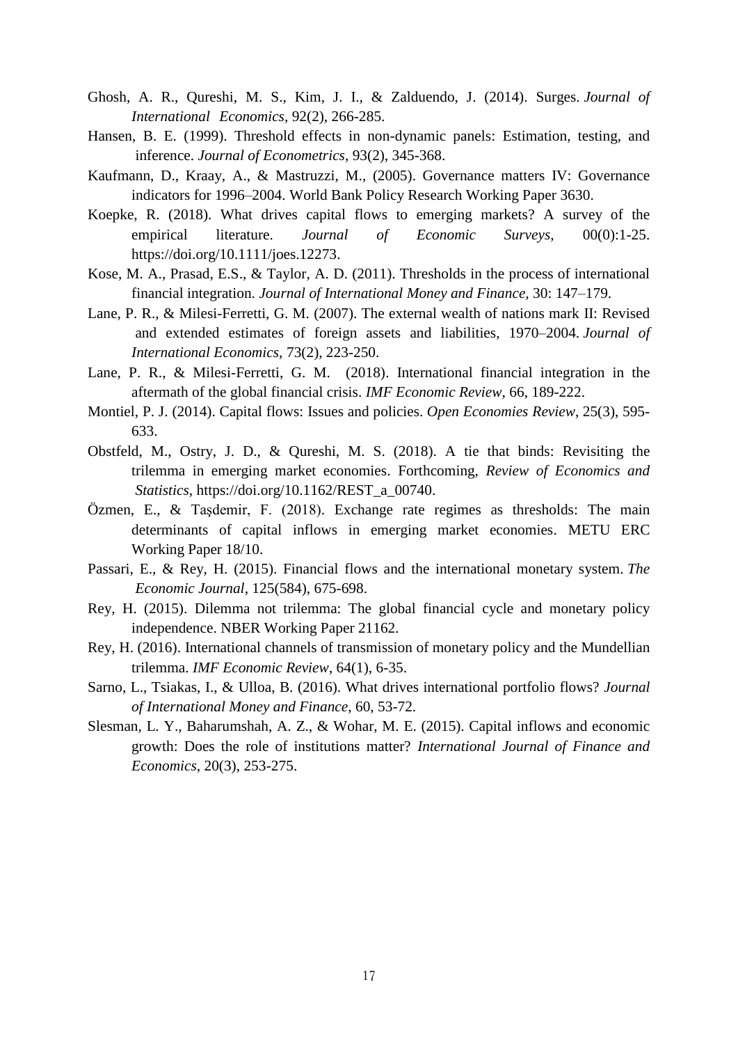Ghosh, A. R., Qureshi, M. S., Kim, J. I., & Zalduendo, J. (2014). Surges. *Journal of International Economics*, 92(2), 266-285.

Hansen, B. E. (1999). Threshold effects in non-dynamic panels: Estimation, testing, and inference. *Journal of Econometrics*, 93(2), 345-368.

Kaufmann, D., Kraay, A., & Mastruzzi, M., (2005). Governance matters IV: Governance indicators for 1996–2004. World Bank Policy Research Working Paper 3630.

Koepke, R. (2018). What drives capital flows to emerging markets? A survey of the empirical literature. *Journal of Economic Surveys*, 00(0):1-25. https://doi.org/10.1111/joes.12273.

Kose, M. A., Prasad, E.S., & Taylor, A. D. (2011). Thresholds in the process of international financial integration. *Journal of International Money and Finance*, 30: 147–179.

Lane, P. R., & Milesi-Ferretti, G. M. (2007). The external wealth of nations mark II: Revised and extended estimates of foreign assets and liabilities, 1970–2004. *Journal of International Economics*, 73(2), 223-250.

Lane, P. R., & Milesi-Ferretti, G. M. (2018). International financial integration in the aftermath of the global financial crisis. *IMF Economic Review*, 66, 189-222.

Montiel, P. J. (2014). Capital flows: Issues and policies. *Open Economies Review*, 25(3), 595-633.

Obstfeld, M., Ostry, J. D., & Qureshi, M. S. (2018). A tie that binds: Revisiting the trilemma in emerging market economies. Forthcoming, *Review of Economics and Statistics*, https://doi.org/10.1162/REST_a_00740.

Özmen, E., & Taşdemir, F. (2018). Exchange rate regimes as thresholds: The main determinants of capital inflows in emerging market economies. METU ERC Working Paper 18/10.

Passari, E., & Rey, H. (2015). Financial flows and the international monetary system. *The Economic Journal*, 125(584), 675-698.

Rey, H. (2015). Dilemma not trilemma: The global financial cycle and monetary policy independence. NBER Working Paper 21162.

Rey, H. (2016). International channels of transmission of monetary policy and the Mundellian trilemma. *IMF Economic Review*, 64(1), 6-35.

Sarno, L., Tsiakas, I., & Ulloa, B. (2016). What drives international portfolio flows? *Journal of International Money and Finance*, 60, 53-72.

Slesman, L. Y., Baharumshah, A. Z., & Wohar, M. E. (2015). Capital inflows and economic growth: Does the role of institutions matter? *International Journal of Finance and Economics*, 20(3), 253-275.